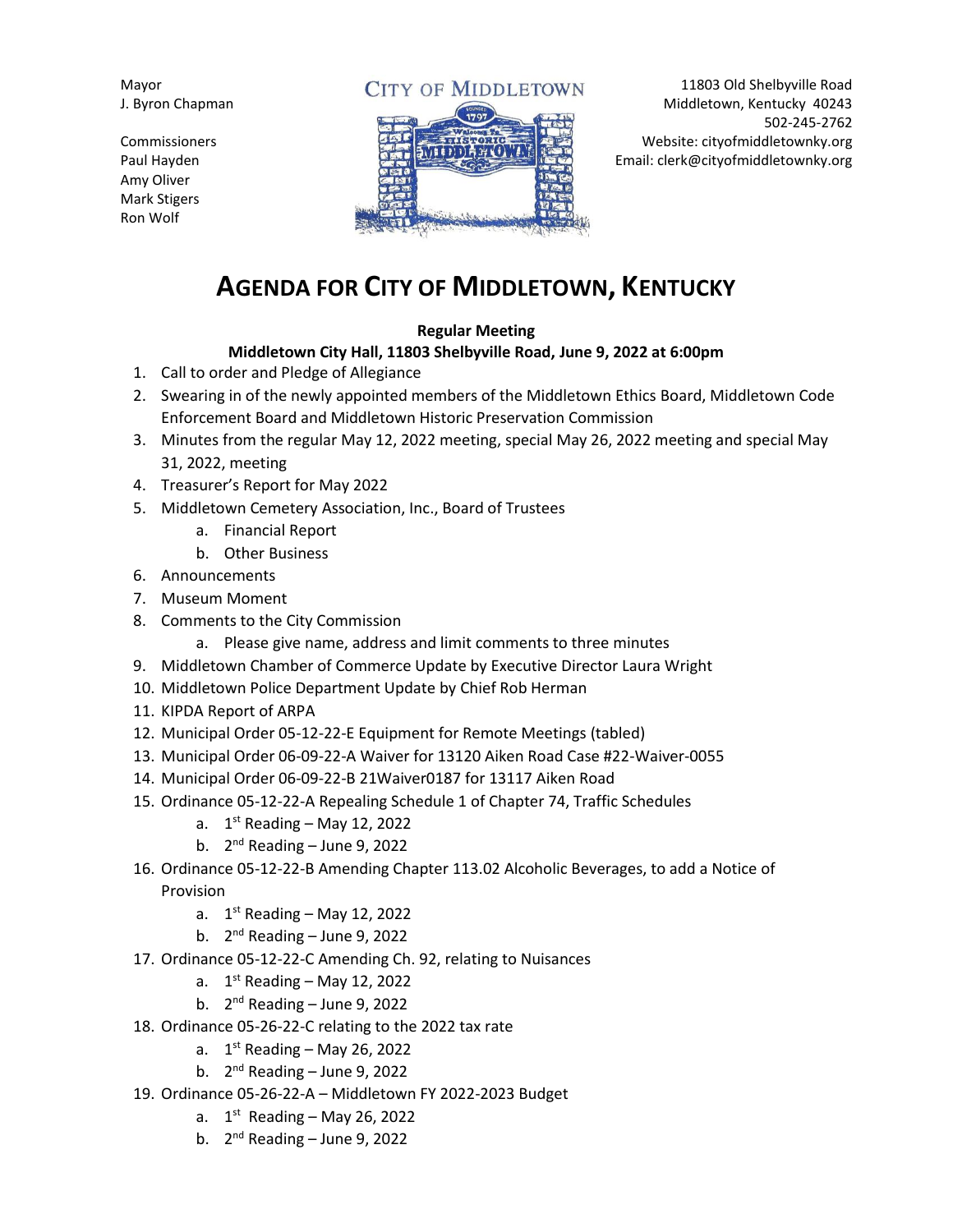Mayor
J. Byron Chapman

Commissioners
Paul Hayden
Amy Oliver
Mark Stigers
Ron Wolf

CITY OF MIDDLETOWN

11803 Old Shelbyville Road
Middletown, Kentucky 40243
502-245-2762
Website: cityofmiddletownky.org
Email: clerk@cityofmiddletownky.org

# AGENDA FOR CITY OF MIDDLETOWN, KENTUCKY

**Regular Meeting**

**Middletown City Hall, 11803 Shelbyville Road, June 9, 2022 at 6:00pm**

1. Call to order and Pledge of Allegiance
2. Swearing in of the newly appointed members of the Middletown Ethics Board, Middletown Code Enforcement Board and Middletown Historic Preservation Commission
3. Minutes from the regular May 12, 2022 meeting, special May 26, 2022 meeting and special May 31, 2022, meeting
4. Treasurer's Report for May 2022
5. Middletown Cemetery Association, Inc., Board of Trustees
   a. Financial Report
   b. Other Business
6. Announcements
7. Museum Moment
8. Comments to the City Commission
   a. Please give name, address and limit comments to three minutes
9. Middletown Chamber of Commerce Update by Executive Director Laura Wright
10. Middletown Police Department Update by Chief Rob Herman
11. KIPDA Report of ARPA
12. Municipal Order 05-12-22-E Equipment for Remote Meetings (tabled)
13. Municipal Order 06-09-22-A Waiver for 13120 Aiken Road Case #22-Waiver-0055
14. Municipal Order 06-09-22-B 21Waiver0187 for 13117 Aiken Road
15. Ordinance 05-12-22-A Repealing Schedule 1 of Chapter 74, Traffic Schedules
    a. 1st Reading – May 12, 2022
    b. 2nd Reading – June 9, 2022
16. Ordinance 05-12-22-B Amending Chapter 113.02 Alcoholic Beverages, to add a Notice of Provision
    a. 1st Reading – May 12, 2022
    b. 2nd Reading – June 9, 2022
17. Ordinance 05-12-22-C Amending Ch. 92, relating to Nuisances
    a. 1st Reading – May 12, 2022
    b. 2nd Reading – June 9, 2022
18. Ordinance 05-26-22-C relating to the 2022 tax rate
    a. 1st Reading – May 26, 2022
    b. 2nd Reading – June 9, 2022
19. Ordinance 05-26-22-A – Middletown FY 2022-2023 Budget
    a. 1st Reading – May 26, 2022
    b. 2nd Reading – June 9, 2022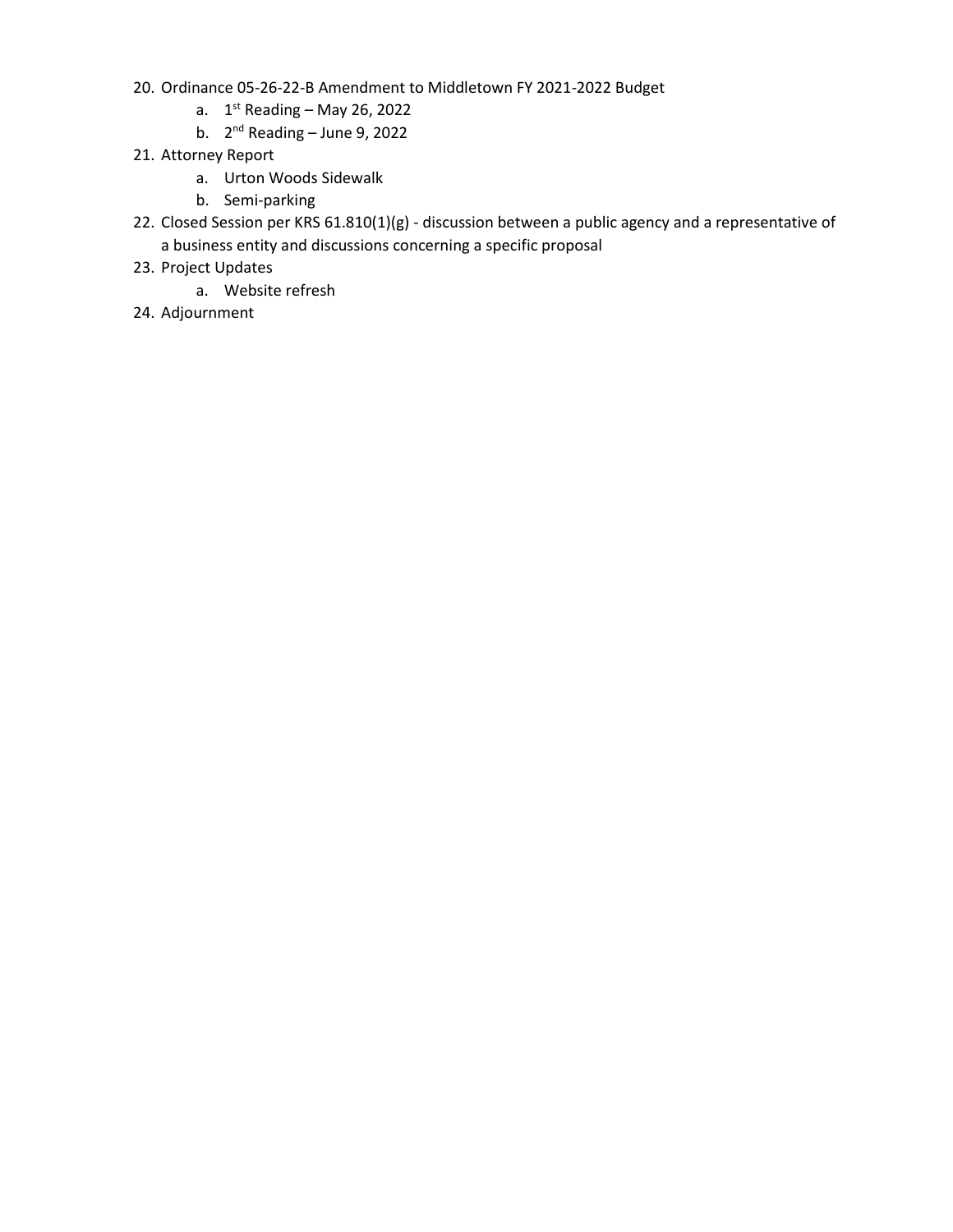20. Ordinance 05-26-22-B Amendment to Middletown FY 2021-2022 Budget
    a. 1st Reading – May 26, 2022
    b. 2nd Reading – June 9, 2022
21. Attorney Report
    a. Urton Woods Sidewalk
    b. Semi-parking
22. Closed Session per KRS 61.810(1)(g) - discussion between a public agency and a representative of a business entity and discussions concerning a specific proposal
23. Project Updates
    a. Website refresh
24. Adjournment